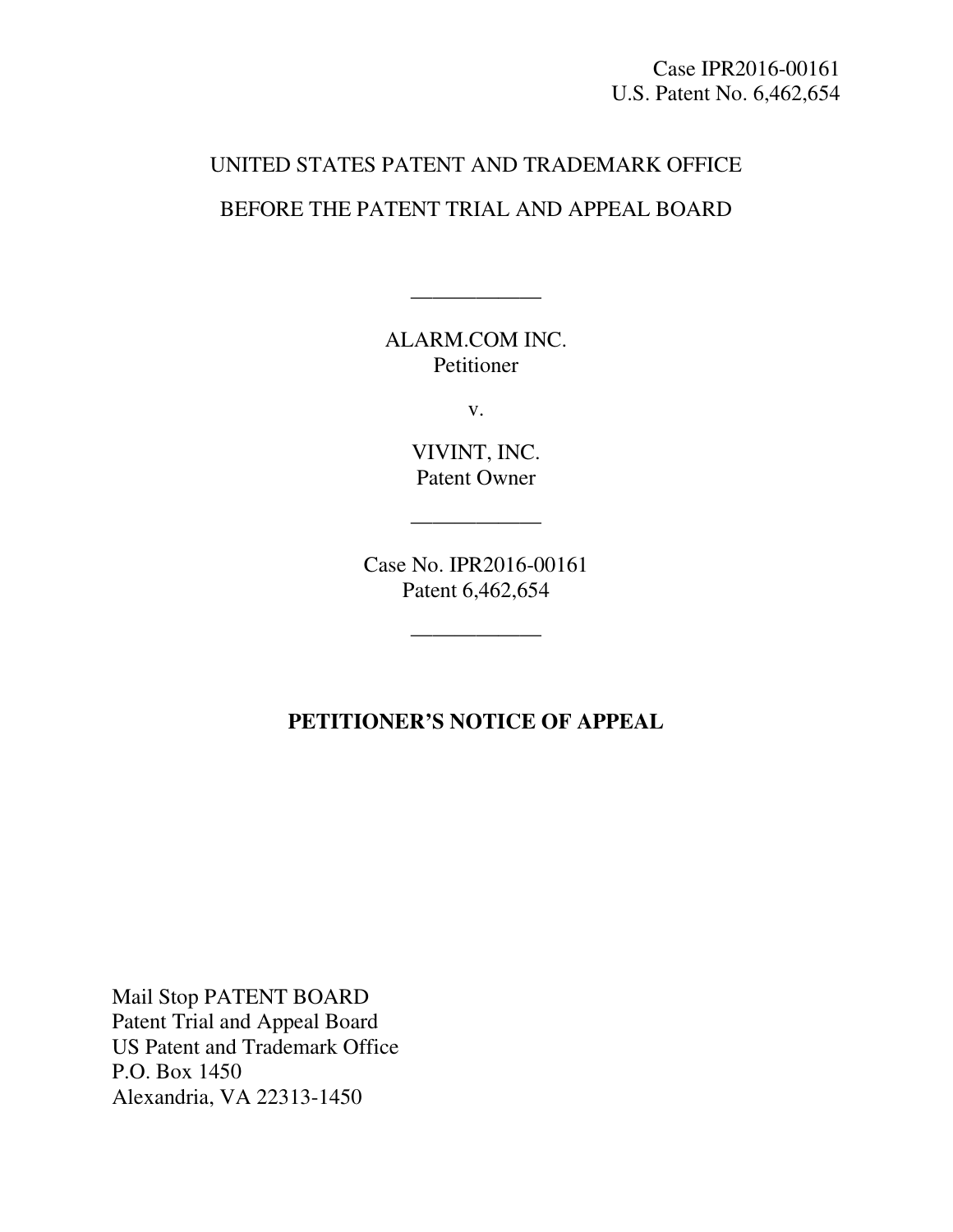Case IPR2016-00161
U.S. Patent No. 6,462,654

UNITED STATES PATENT AND TRADEMARK OFFICE

BEFORE THE PATENT TRIAL AND APPEAL BOARD

---

ALARM.COM INC.
Petitioner

v.

VIVINT, INC.
Patent Owner

---

Case No. IPR2016-00161
Patent 6,462,654

---

**PETITIONER'S NOTICE OF APPEAL**

Mail Stop PATENT BOARD
Patent Trial and Appeal Board
US Patent and Trademark Office
P.O. Box 1450
Alexandria, VA 22313-1450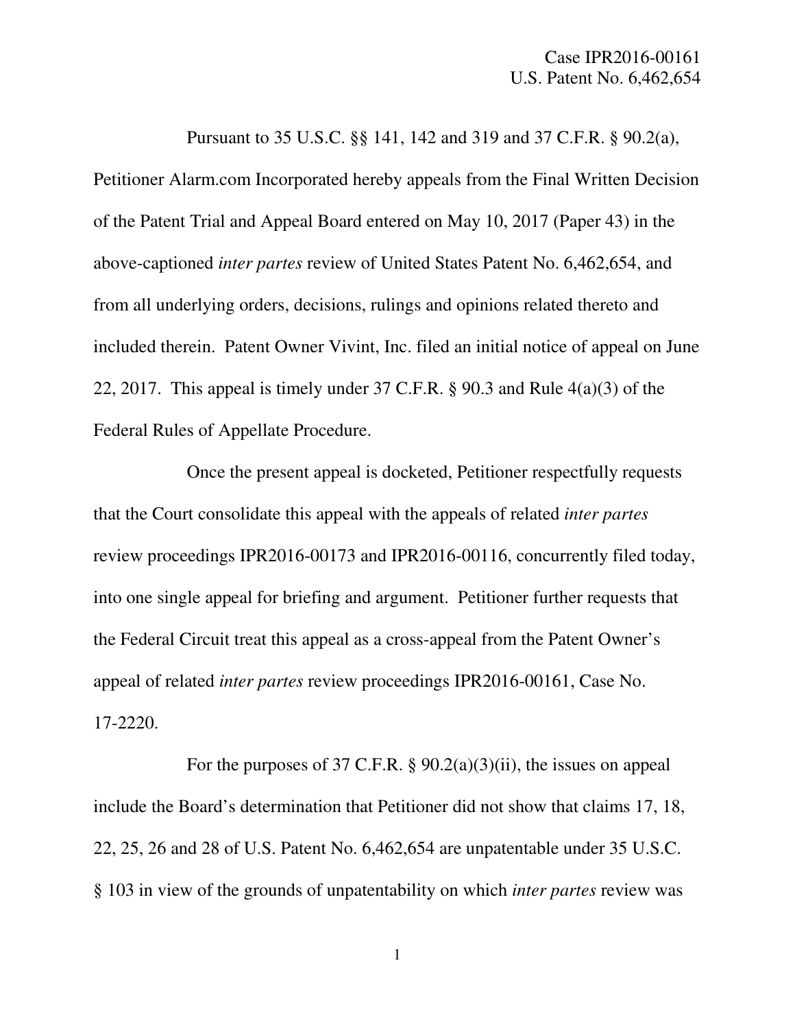Pursuant to 35 U.S.C. §§ 141, 142 and 319 and 37 C.F.R. § 90.2(a), Petitioner Alarm.com Incorporated hereby appeals from the Final Written Decision of the Patent Trial and Appeal Board entered on May 10, 2017 (Paper 43) in the above-captioned *inter partes* review of United States Patent No. 6,462,654, and from all underlying orders, decisions, rulings and opinions related thereto and included therein. Patent Owner Vivint, Inc. filed an initial notice of appeal on June 22, 2017. This appeal is timely under 37 C.F.R. § 90.3 and Rule 4(a)(3) of the Federal Rules of Appellate Procedure.

Once the present appeal is docketed, Petitioner respectfully requests that the Court consolidate this appeal with the appeals of related *inter partes* review proceedings IPR2016-00173 and IPR2016-00116, concurrently filed today, into one single appeal for briefing and argument. Petitioner further requests that the Federal Circuit treat this appeal as a cross-appeal from the Patent Owner's appeal of related *inter partes* review proceedings IPR2016-00161, Case No. 17-2220.

For the purposes of 37 C.F.R. § 90.2(a)(3)(ii), the issues on appeal include the Board's determination that Petitioner did not show that claims 17, 18, 22, 25, 26 and 28 of U.S. Patent No. 6,462,654 are unpatentable under 35 U.S.C. § 103 in view of the grounds of unpatentability on which *inter partes* review was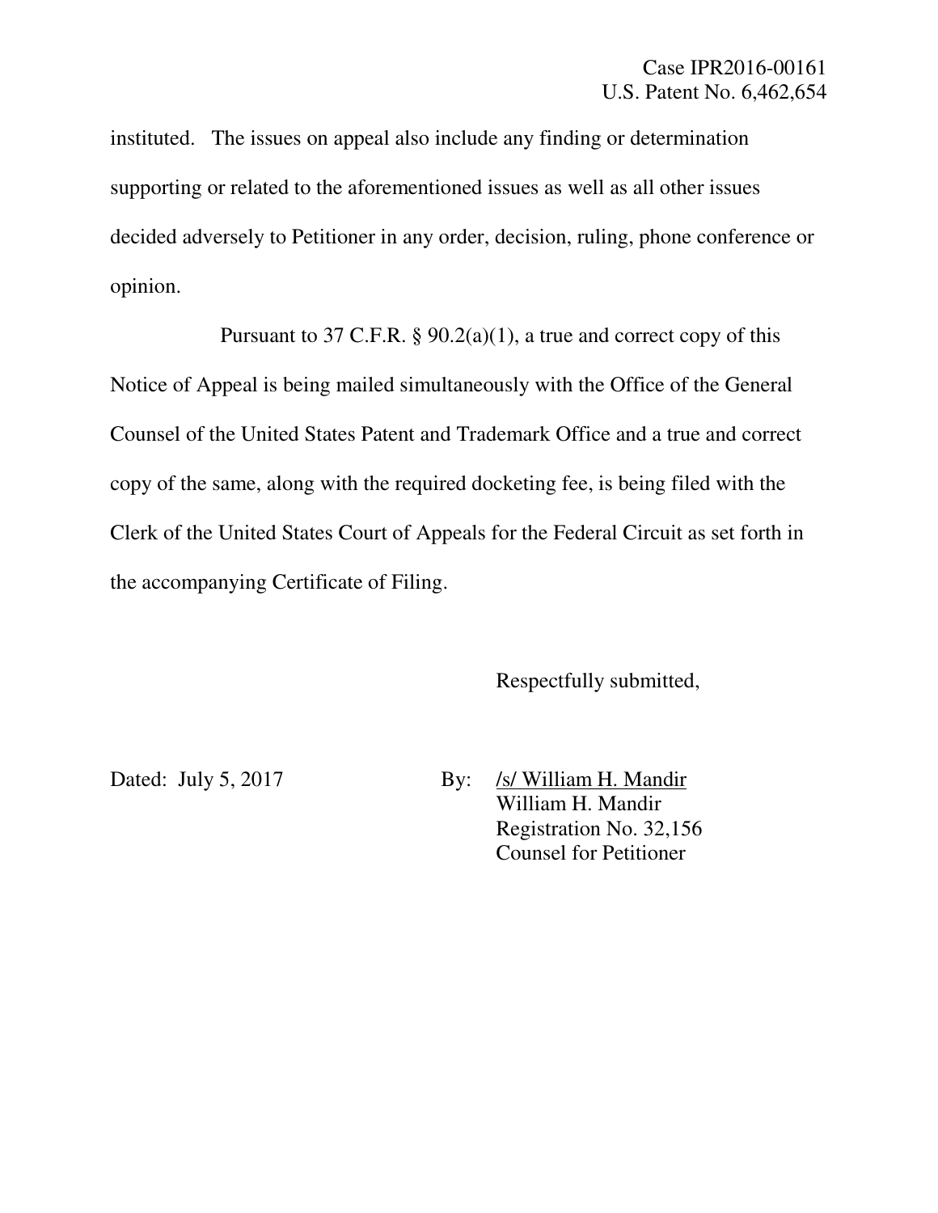instituted. The issues on appeal also include any finding or determination supporting or related to the aforementioned issues as well as all other issues decided adversely to Petitioner in any order, decision, ruling, phone conference or opinion.

Pursuant to 37 C.F.R. § 90.2(a)(1), a true and correct copy of this Notice of Appeal is being mailed simultaneously with the Office of the General Counsel of the United States Patent and Trademark Office and a true and correct copy of the same, along with the required docketing fee, is being filed with the Clerk of the United States Court of Appeals for the Federal Circuit as set forth in the accompanying Certificate of Filing.

Respectfully submitted,

Dated: July 5, 2017

By: /s/ William H. Mandir
William H. Mandir
Registration No. 32,156
Counsel for Petitioner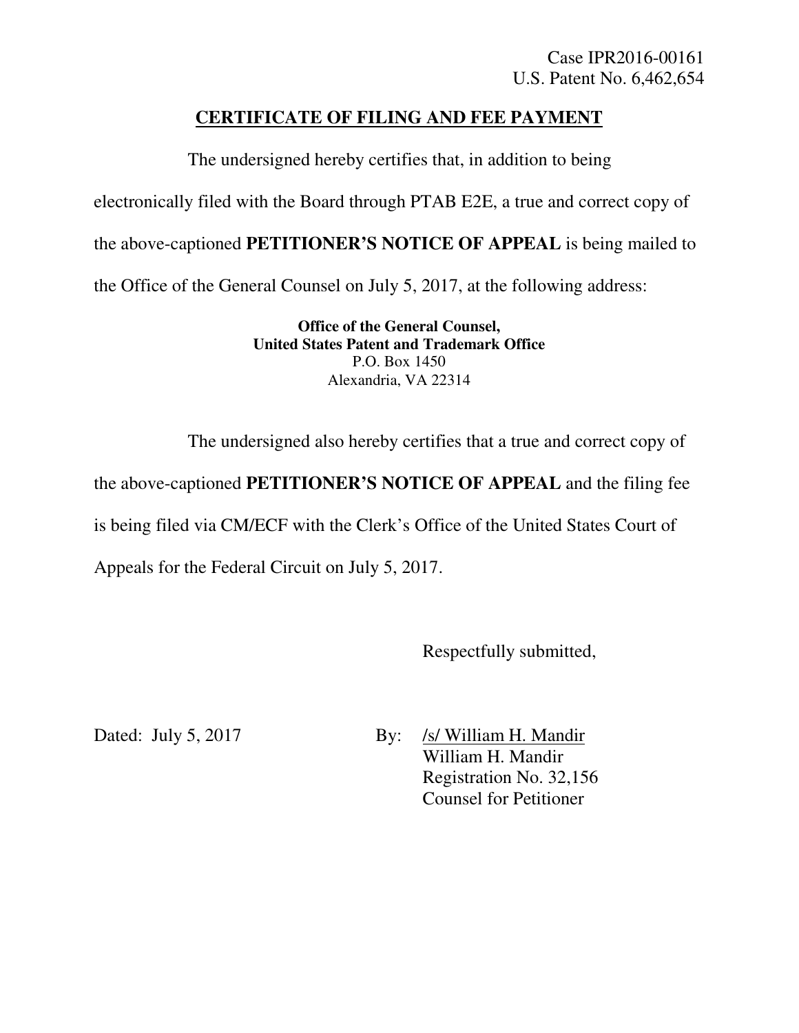Case IPR2016-00161
U.S. Patent No. 6,462,654

## CERTIFICATE OF FILING AND FEE PAYMENT

The undersigned hereby certifies that, in addition to being electronically filed with the Board through PTAB E2E, a true and correct copy of the above-captioned **PETITIONER'S NOTICE OF APPEAL** is being mailed to the Office of the General Counsel on July 5, 2017, at the following address:

**Office of the General Counsel,**
**United States Patent and Trademark Office**
P.O. Box 1450
Alexandria, VA 22314

The undersigned also hereby certifies that a true and correct copy of the above-captioned **PETITIONER'S NOTICE OF APPEAL** and the filing fee is being filed via CM/ECF with the Clerk's Office of the United States Court of Appeals for the Federal Circuit on July 5, 2017.

Respectfully submitted,

Dated: July 5, 2017

By: /s/ William H. Mandir
William H. Mandir
Registration No. 32,156
Counsel for Petitioner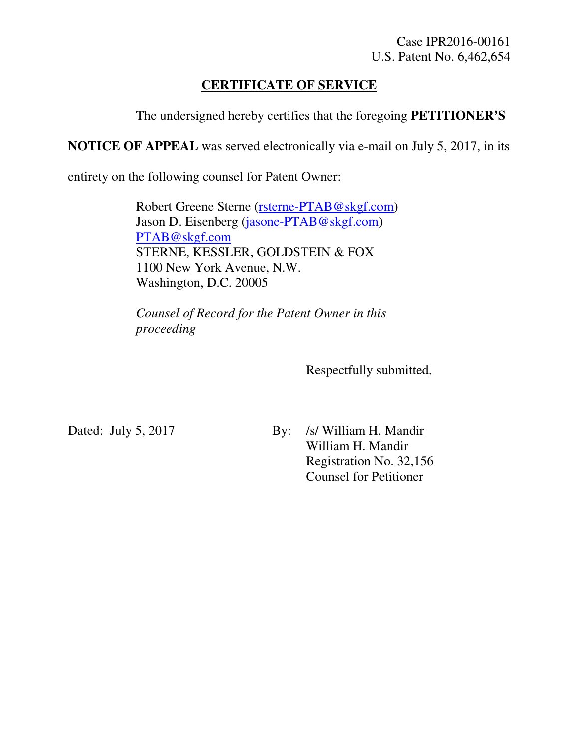Case IPR2016-00161
U.S. Patent No. 6,462,654

## CERTIFICATE OF SERVICE

The undersigned hereby certifies that the foregoing **PETITIONER'S NOTICE OF APPEAL** was served electronically via e-mail on July 5, 2017, in its entirety on the following counsel for Patent Owner:

Robert Greene Sterne (rsterne-PTAB@skgf.com)
Jason D. Eisenberg (jasone-PTAB@skgf.com)
PTAB@skgf.com
STERNE, KESSLER, GOLDSTEIN & FOX
1100 New York Avenue, N.W.
Washington, D.C. 20005

*Counsel of Record for the Patent Owner in this proceeding*

Respectfully submitted,

Dated: July 5, 2017

By: /s/ William H. Mandir
William H. Mandir
Registration No. 32,156
Counsel for Petitioner